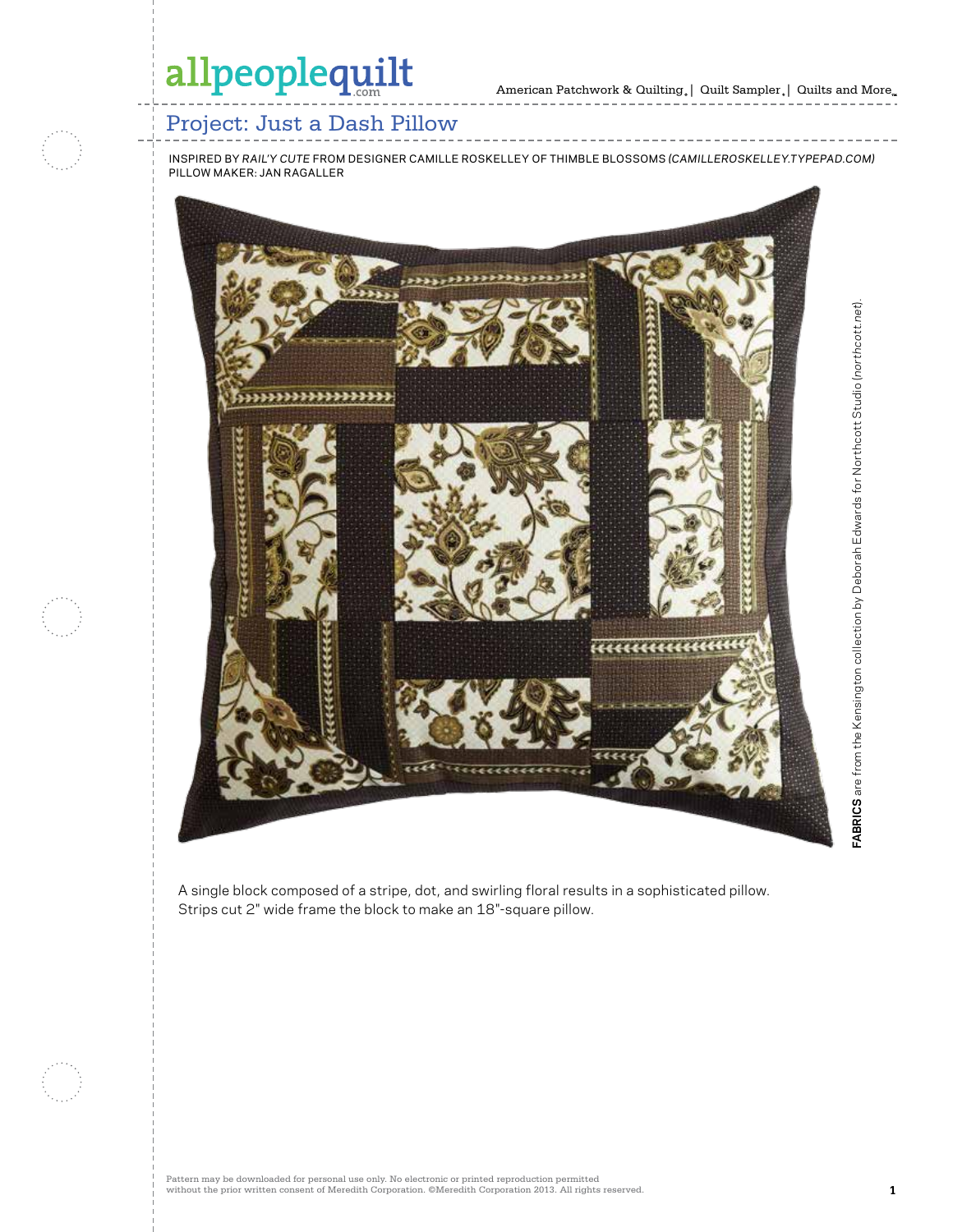# Project: Just a Dash Pillow

INSPIRED BY *RAIL'Y CUTE* FROM DESIGNER CAMILLE ROSKELLEY OF THIMBLE BLOSSOMS *(CAMILLEROSKELLEY.TYPEPAD.COM)*
PILLOW MAKER: JAN RAGALLER

**FABRICS** are from the Kensington collection by Deborah Edwards for Northcott Studio (*northcott.net*).

A single block composed of a stripe, dot, and swirling floral results in a sophisticated pillow. Strips cut 2" wide frame the block to make an 18"-square pillow.

Pattern may be downloaded for personal use only. No electronic or printed reproduction permitted without the prior written consent of Meredith Corporation. ©Meredith Corporation 2013. All rights reserved.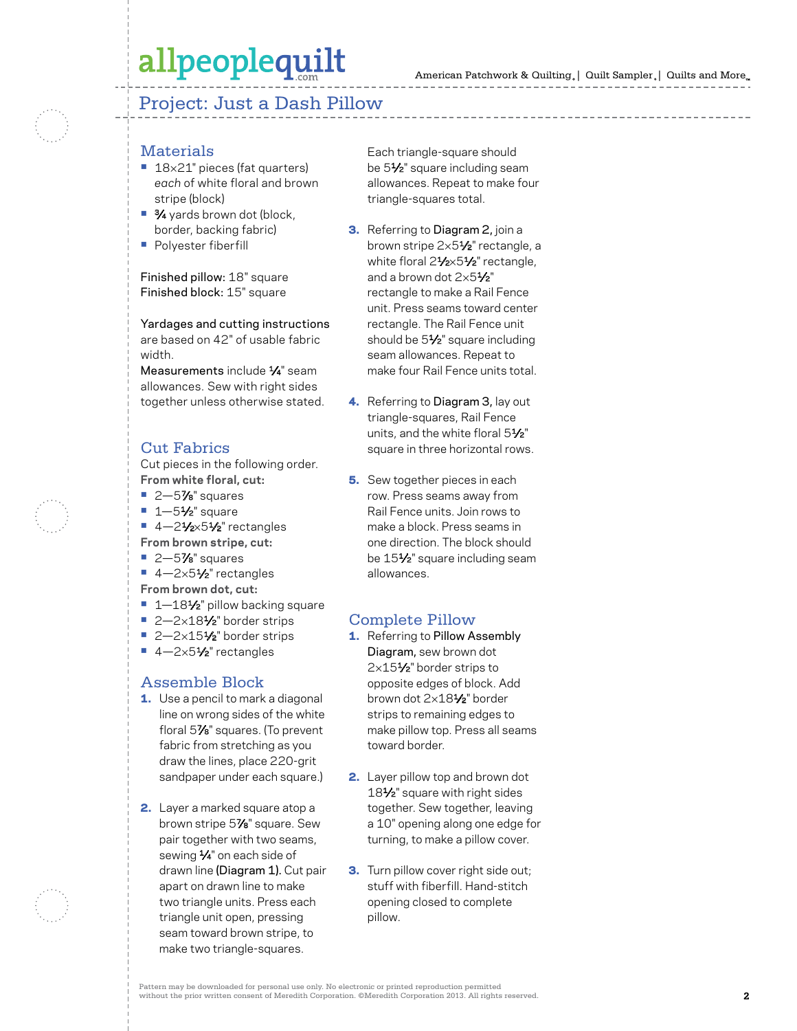## Project: Just a Dash Pillow

### Materials

- 18×21" pieces (fat quarters) *each* of white floral and brown stripe (block)
- ¾ yards brown dot (block, border, backing fabric)
- Polyester fiberfill

Finished pillow: 18" square
Finished block: 15" square

Yardages and cutting instructions are based on 42" of usable fabric width.
Measurements include ¼" seam allowances. Sew with right sides together unless otherwise stated.

### Cut Fabrics

Cut pieces in the following order.

**From white floral, cut:**

- 2—5⅞" squares
- 1—5½" square
- 4—2½×5½" rectangles

**From brown stripe, cut:**

- 2—5⅞" squares
- 4—2×5½" rectangles

**From brown dot, cut:**

- 1—18½" pillow backing square
- 2—2×18½" border strips
- 2—2×15½" border strips
- 4—2×5½" rectangles

### Assemble Block

1. Use a pencil to mark a diagonal line on wrong sides of the white floral 5⅞" squares. (To prevent fabric from stretching as you draw the lines, place 220-grit sandpaper under each square.)
2. Layer a marked square atop a brown stripe 5⅞" square. Sew pair together with two seams, sewing ¼" on each side of drawn line (Diagram 1). Cut pair apart on drawn line to make two triangle units. Press each triangle unit open, pressing seam toward brown stripe, to make two triangle-squares. Each triangle-square should be 5½" square including seam allowances. Repeat to make four triangle-squares total.
3. Referring to Diagram 2, join a brown stripe 2×5½" rectangle, a white floral 2½×5½" rectangle, and a brown dot 2×5½" rectangle to make a Rail Fence unit. Press seams toward center rectangle. The Rail Fence unit should be 5½" square including seam allowances. Repeat to make four Rail Fence units total.
4. Referring to Diagram 3, lay out triangle-squares, Rail Fence units, and the white floral 5½" square in three horizontal rows.
5. Sew together pieces in each row. Press seams away from Rail Fence units. Join rows to make a block. Press seams in one direction. The block should be 15½" square including seam allowances.

### Complete Pillow

1. Referring to Pillow Assembly Diagram, sew brown dot 2×15½" border strips to opposite edges of block. Add brown dot 2×18½" border strips to remaining edges to make pillow top. Press all seams toward border.
2. Layer pillow top and brown dot 18½" square with right sides together. Sew together, leaving a 10" opening along one edge for turning, to make a pillow cover.
3. Turn pillow cover right side out; stuff with fiberfill. Hand-stitch opening closed to complete pillow.

Pattern may be downloaded for personal use only. No electronic or printed reproduction permitted without the prior written consent of Meredith Corporation. ©Meredith Corporation 2013. All rights reserved.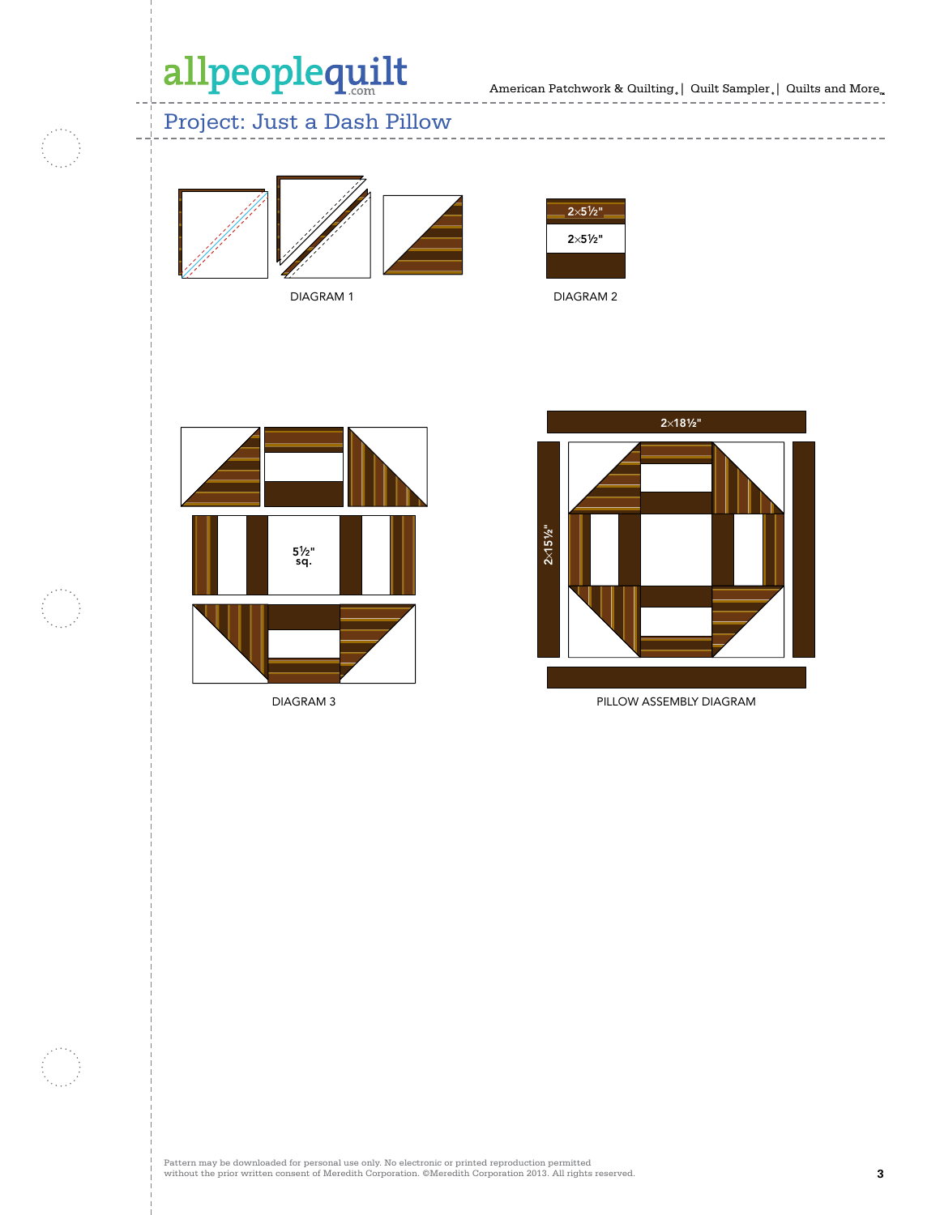## Project: Just a Dash Pillow

DIAGRAM 1

2×5½"

2×5½"

DIAGRAM 2

5½" sq.

DIAGRAM 3

2×18½"

2×15½"

PILLOW ASSEMBLY DIAGRAM

Pattern may be downloaded for personal use only. No electronic or printed reproduction permitted without the prior written consent of Meredith Corporation. ©Meredith Corporation 2013. All rights reserved.